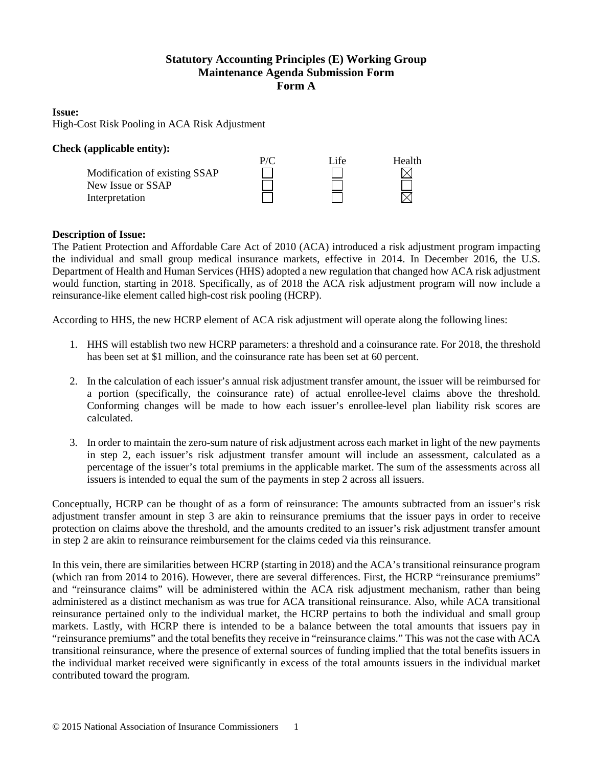# Statutory Accounting Principles (E) Working Group
## Maintenance Agenda Submission Form
## Form A

**Issue:**
High-Cost Risk Pooling in ACA Risk Adjustment

**Check (applicable entity):**

| | P/C | Life | Health |
|---|---|---|---|
| Modification of existing SSAP | ☐ | ☐ | ☒ |
| New Issue or SSAP | ☐ | ☐ | ☐ |
| Interpretation | ☐ | ☐ | ☒ |

**Description of Issue:**
The Patient Protection and Affordable Care Act of 2010 (ACA) introduced a risk adjustment program impacting the individual and small group medical insurance markets, effective in 2014. In December 2016, the U.S. Department of Health and Human Services (HHS) adopted a new regulation that changed how ACA risk adjustment would function, starting in 2018. Specifically, as of 2018 the ACA risk adjustment program will now include a reinsurance-like element called high-cost risk pooling (HCRP).

According to HHS, the new HCRP element of ACA risk adjustment will operate along the following lines:

1. HHS will establish two new HCRP parameters: a threshold and a coinsurance rate. For 2018, the threshold has been set at $1 million, and the coinsurance rate has been set at 60 percent.

2. In the calculation of each issuer's annual risk adjustment transfer amount, the issuer will be reimbursed for a portion (specifically, the coinsurance rate) of actual enrollee-level claims above the threshold. Conforming changes will be made to how each issuer's enrollee-level plan liability risk scores are calculated.

3. In order to maintain the zero-sum nature of risk adjustment across each market in light of the new payments in step 2, each issuer's risk adjustment transfer amount will include an assessment, calculated as a percentage of the issuer's total premiums in the applicable market. The sum of the assessments across all issuers is intended to equal the sum of the payments in step 2 across all issuers.

Conceptually, HCRP can be thought of as a form of reinsurance: The amounts subtracted from an issuer's risk adjustment transfer amount in step 3 are akin to reinsurance premiums that the issuer pays in order to receive protection on claims above the threshold, and the amounts credited to an issuer's risk adjustment transfer amount in step 2 are akin to reinsurance reimbursement for the claims ceded via this reinsurance.

In this vein, there are similarities between HCRP (starting in 2018) and the ACA's transitional reinsurance program (which ran from 2014 to 2016). However, there are several differences. First, the HCRP "reinsurance premiums" and "reinsurance claims" will be administered within the ACA risk adjustment mechanism, rather than being administered as a distinct mechanism as was true for ACA transitional reinsurance. Also, while ACA transitional reinsurance pertained only to the individual market, the HCRP pertains to both the individual and small group markets. Lastly, with HCRP there is intended to be a balance between the total amounts that issuers pay in "reinsurance premiums" and the total benefits they receive in "reinsurance claims." This was not the case with ACA transitional reinsurance, where the presence of external sources of funding implied that the total benefits issuers in the individual market received were significantly in excess of the total amounts issuers in the individual market contributed toward the program.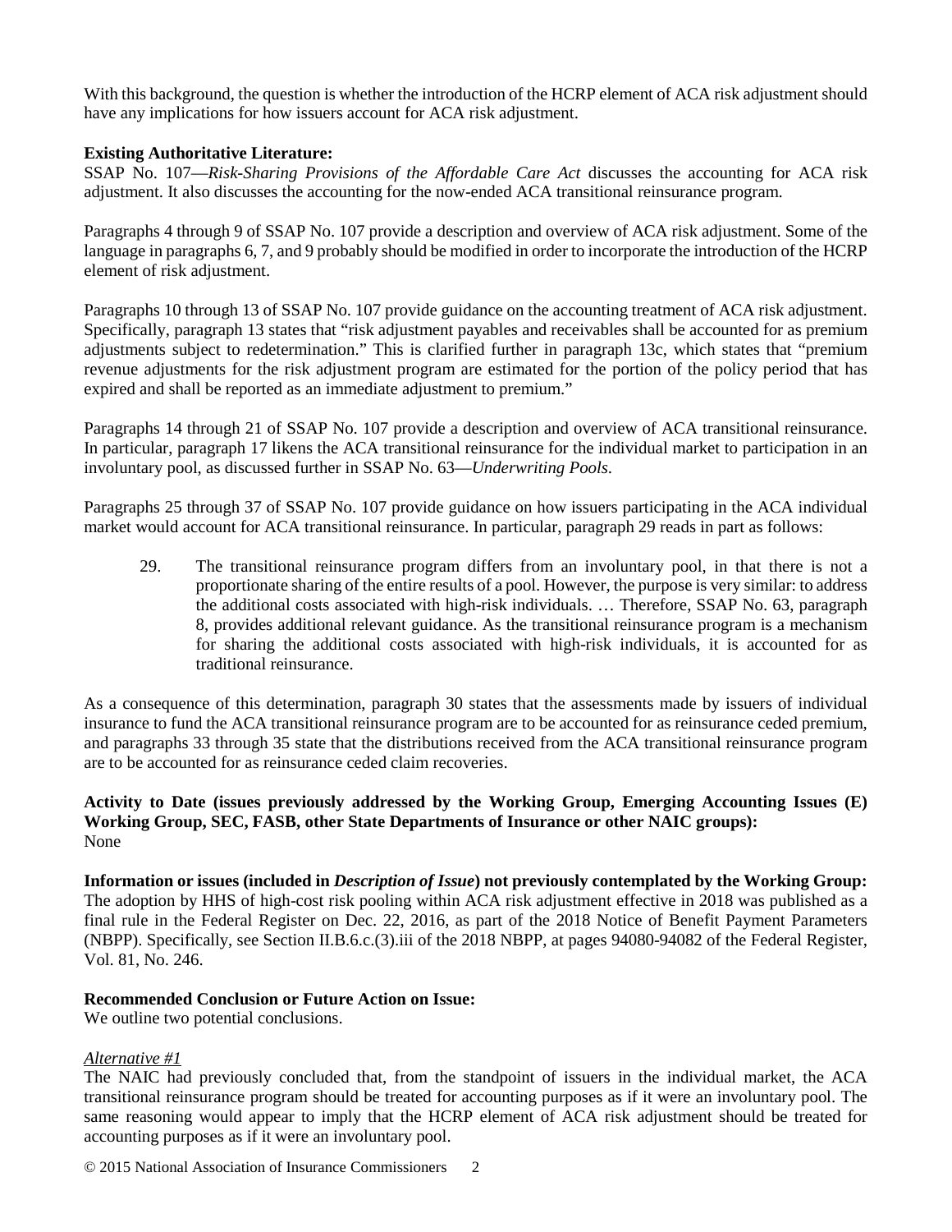With this background, the question is whether the introduction of the HCRP element of ACA risk adjustment should have any implications for how issuers account for ACA risk adjustment.

**Existing Authoritative Literature:**
SSAP No. 107—*Risk-Sharing Provisions of the Affordable Care Act* discusses the accounting for ACA risk adjustment. It also discusses the accounting for the now-ended ACA transitional reinsurance program.

Paragraphs 4 through 9 of SSAP No. 107 provide a description and overview of ACA risk adjustment. Some of the language in paragraphs 6, 7, and 9 probably should be modified in order to incorporate the introduction of the HCRP element of risk adjustment.

Paragraphs 10 through 13 of SSAP No. 107 provide guidance on the accounting treatment of ACA risk adjustment. Specifically, paragraph 13 states that "risk adjustment payables and receivables shall be accounted for as premium adjustments subject to redetermination." This is clarified further in paragraph 13c, which states that "premium revenue adjustments for the risk adjustment program are estimated for the portion of the policy period that has expired and shall be reported as an immediate adjustment to premium."

Paragraphs 14 through 21 of SSAP No. 107 provide a description and overview of ACA transitional reinsurance. In particular, paragraph 17 likens the ACA transitional reinsurance for the individual market to participation in an involuntary pool, as discussed further in SSAP No. 63—*Underwriting Pools*.

Paragraphs 25 through 37 of SSAP No. 107 provide guidance on how issuers participating in the ACA individual market would account for ACA transitional reinsurance. In particular, paragraph 29 reads in part as follows:

> 29. The transitional reinsurance program differs from an involuntary pool, in that there is not a proportionate sharing of the entire results of a pool. However, the purpose is very similar: to address the additional costs associated with high-risk individuals. … Therefore, SSAP No. 63, paragraph 8, provides additional relevant guidance. As the transitional reinsurance program is a mechanism for sharing the additional costs associated with high-risk individuals, it is accounted for as traditional reinsurance.

As a consequence of this determination, paragraph 30 states that the assessments made by issuers of individual insurance to fund the ACA transitional reinsurance program are to be accounted for as reinsurance ceded premium, and paragraphs 33 through 35 state that the distributions received from the ACA transitional reinsurance program are to be accounted for as reinsurance ceded claim recoveries.

**Activity to Date (issues previously addressed by the Working Group, Emerging Accounting Issues (E) Working Group, SEC, FASB, other State Departments of Insurance or other NAIC groups):**
None

**Information or issues (included in *Description of Issue*) not previously contemplated by the Working Group:**
The adoption by HHS of high-cost risk pooling within ACA risk adjustment effective in 2018 was published as a final rule in the Federal Register on Dec. 22, 2016, as part of the 2018 Notice of Benefit Payment Parameters (NBPP). Specifically, see Section II.B.6.c.(3).iii of the 2018 NBPP, at pages 94080-94082 of the Federal Register, Vol. 81, No. 246.

**Recommended Conclusion or Future Action on Issue:**
We outline two potential conclusions.

*Alternative #1*
The NAIC had previously concluded that, from the standpoint of issuers in the individual market, the ACA transitional reinsurance program should be treated for accounting purposes as if it were an involuntary pool. The same reasoning would appear to imply that the HCRP element of ACA risk adjustment should be treated for accounting purposes as if it were an involuntary pool.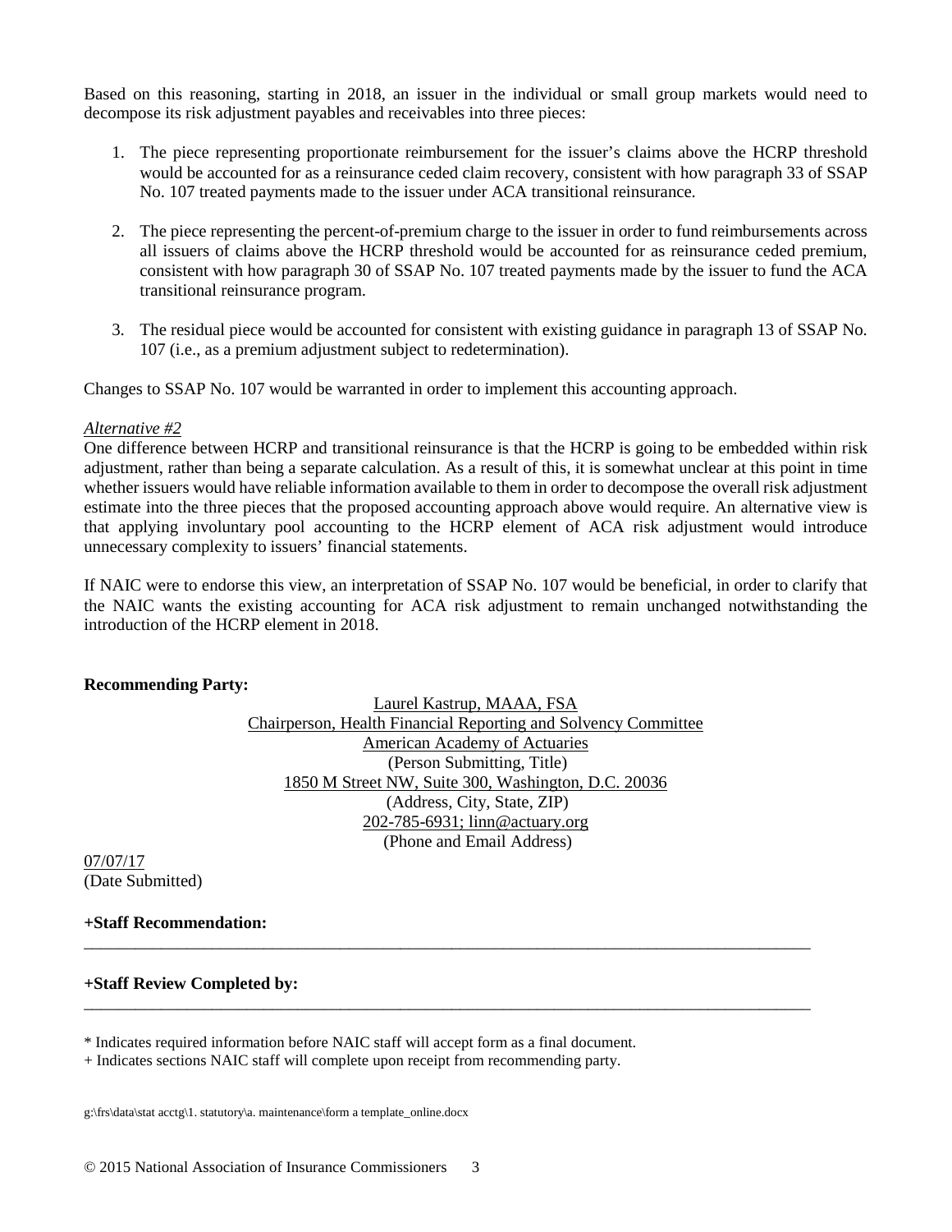Based on this reasoning, starting in 2018, an issuer in the individual or small group markets would need to decompose its risk adjustment payables and receivables into three pieces:

1. The piece representing proportionate reimbursement for the issuer's claims above the HCRP threshold would be accounted for as a reinsurance ceded claim recovery, consistent with how paragraph 33 of SSAP No. 107 treated payments made to the issuer under ACA transitional reinsurance.

2. The piece representing the percent-of-premium charge to the issuer in order to fund reimbursements across all issuers of claims above the HCRP threshold would be accounted for as reinsurance ceded premium, consistent with how paragraph 30 of SSAP No. 107 treated payments made by the issuer to fund the ACA transitional reinsurance program.

3. The residual piece would be accounted for consistent with existing guidance in paragraph 13 of SSAP No. 107 (i.e., as a premium adjustment subject to redetermination).

Changes to SSAP No. 107 would be warranted in order to implement this accounting approach.

*Alternative #2*

One difference between HCRP and transitional reinsurance is that the HCRP is going to be embedded within risk adjustment, rather than being a separate calculation. As a result of this, it is somewhat unclear at this point in time whether issuers would have reliable information available to them in order to decompose the overall risk adjustment estimate into the three pieces that the proposed accounting approach above would require. An alternative view is that applying involuntary pool accounting to the HCRP element of ACA risk adjustment would introduce unnecessary complexity to issuers' financial statements.

If NAIC were to endorse this view, an interpretation of SSAP No. 107 would be beneficial, in order to clarify that the NAIC wants the existing accounting for ACA risk adjustment to remain unchanged notwithstanding the introduction of the HCRP element in 2018.

**Recommending Party:**

Laurel Kastrup, MAAA, FSA
Chairperson, Health Financial Reporting and Solvency Committee
American Academy of Actuaries
(Person Submitting, Title)
1850 M Street NW, Suite 300, Washington, D.C. 20036
(Address, City, State, ZIP)
202-785-6931; linn@actuary.org
(Phone and Email Address)

07/07/17
(Date Submitted)

**+Staff Recommendation:**

______________________________________________________________________________

**+Staff Review Completed by:**

______________________________________________________________________________

\* Indicates required information before NAIC staff will accept form as a final document.

+ Indicates sections NAIC staff will complete upon receipt from recommending party.

g:\frs\data\stat acctg\1. statutory\a. maintenance\form a template_online.docx

© 2015 National Association of Insurance Commissioners